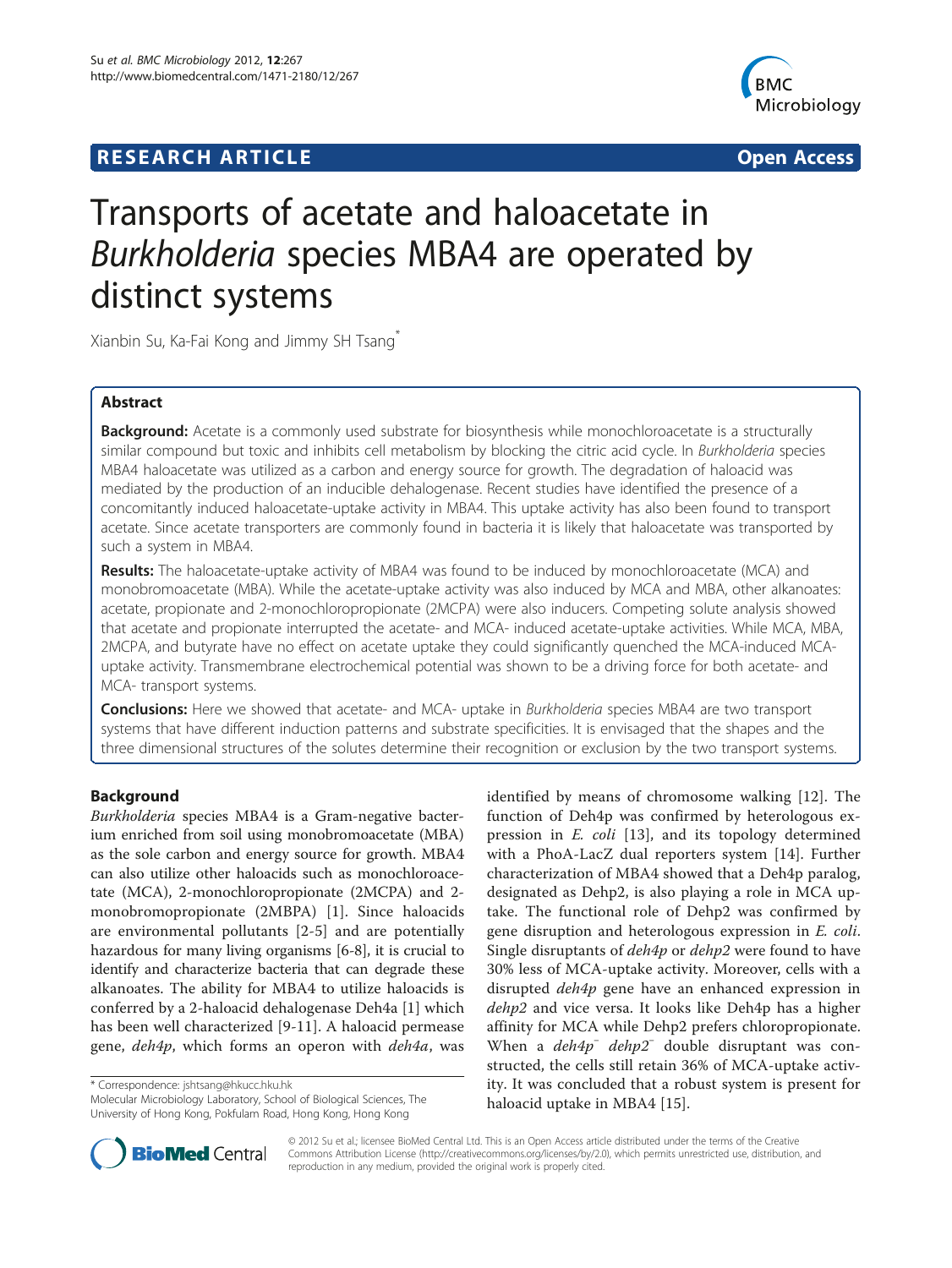# RESEARCH ARTICLE

Open Access

# Transports of acetate and haloacetate in *Burkholderia* species MBA4 are operated by distinct systems

Xianbin Su, Ka-Fai Kong and Jimmy SH Tsang[*]

## Abstract

**Background:** Acetate is a commonly used substrate for biosynthesis while monochloroacetate is a structurally similar compound but toxic and inhibits cell metabolism by blocking the citric acid cycle. In *Burkholderia* species MBA4 haloacetate was utilized as a carbon and energy source for growth. The degradation of haloacid was mediated by the production of an inducible dehalogenase. Recent studies have identified the presence of a concomitantly induced haloacetate-uptake activity in MBA4. This uptake activity has also been found to transport acetate. Since acetate transporters are commonly found in bacteria it is likely that haloacetate was transported by such a system in MBA4.

**Results:** The haloacetate-uptake activity of MBA4 was found to be induced by monochloroacetate (MCA) and monobromoacetate (MBA). While the acetate-uptake activity was also induced by MCA and MBA, other alkanoates: acetate, propionate and 2-monochloropropionate (2MCPA) were also inducers. Competing solute analysis showed that acetate and propionate interrupted the acetate- and MCA- induced acetate-uptake activities. While MCA, MBA, 2MCPA, and butyrate have no effect on acetate uptake they could significantly quenched the MCA-induced MCA-uptake activity. Transmembrane electrochemical potential was shown to be a driving force for both acetate- and MCA- transport systems.

**Conclusions:** Here we showed that acetate- and MCA- uptake in *Burkholderia* species MBA4 are two transport systems that have different induction patterns and substrate specificities. It is envisaged that the shapes and the three dimensional structures of the solutes determine their recognition or exclusion by the two transport systems.

## Background

*Burkholderia* species MBA4 is a Gram-negative bacterium enriched from soil using monobromoacetate (MBA) as the sole carbon and energy source for growth. MBA4 can also utilize other haloacids such as monochloroacetate (MCA), 2-monochloropropionate (2MCPA) and 2-monobromopropionate (2MBPA) [1]. Since haloacids are environmental pollutants [2-5] and are potentially hazardous for many living organisms [6-8], it is crucial to identify and characterize bacteria that can degrade these alkanoates. The ability for MBA4 to utilize haloacids is conferred by a 2-haloacid dehalogenase Deh4a [1] which has been well characterized [9-11]. A haloacid permease gene, *deh4p*, which forms an operon with *deh4a*, was identified by means of chromosome walking [12]. The function of Deh4p was confirmed by heterologous expression in *E. coli* [13], and its topology determined with a PhoA-LacZ dual reporters system [14]. Further characterization of MBA4 showed that a Deh4p paralog, designated as Dehp2, is also playing a role in MCA uptake. The functional role of Dehp2 was confirmed by gene disruption and heterologous expression in *E. coli*. Single disruptants of *deh4p* or *dehp2* were found to have 30% less of MCA-uptake activity. Moreover, cells with a disrupted *deh4p* gene have an enhanced expression in *dehp2* and vice versa. It looks like Deh4p has a higher affinity for MCA while Dehp2 prefers chloropropionate. When a *deh4p*[−] *dehp2*[−] double disruptant was constructed, the cells still retain 36% of MCA-uptake activity. It was concluded that a robust system is present for haloacid uptake in MBA4 [15].

\* Correspondence: jshtsang@hkucc.hku.hk
Molecular Microbiology Laboratory, School of Biological Sciences, The University of Hong Kong, Pokfulam Road, Hong Kong, Hong Kong

© 2012 Su et al.; licensee BioMed Central Ltd. This is an Open Access article distributed under the terms of the Creative Commons Attribution License (http://creativecommons.org/licenses/by/2.0), which permits unrestricted use, distribution, and reproduction in any medium, provided the original work is properly cited.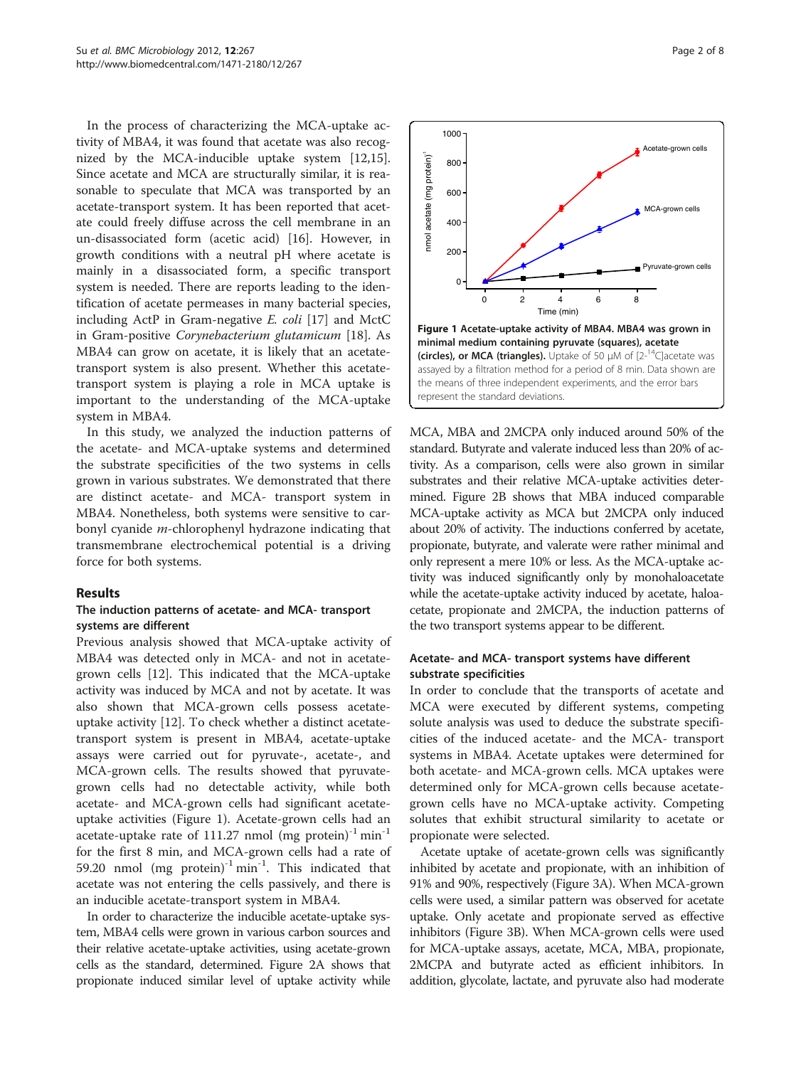In the process of characterizing the MCA-uptake activity of MBA4, it was found that acetate was also recognized by the MCA-inducible uptake system [12,15]. Since acetate and MCA are structurally similar, it is reasonable to speculate that MCA was transported by an acetate-transport system. It has been reported that acetate could freely diffuse across the cell membrane in an un-disassociated form (acetic acid) [16]. However, in growth conditions with a neutral pH where acetate is mainly in a disassociated form, a specific transport system is needed. There are reports leading to the identification of acetate permeases in many bacterial species, including ActP in Gram-negative *E. coli* [17] and MctC in Gram-positive *Corynebacterium glutamicum* [18]. As MBA4 can grow on acetate, it is likely that an acetate-transport system is also present. Whether this acetate-transport system is playing a role in MCA uptake is important to the understanding of the MCA-uptake system in MBA4.

In this study, we analyzed the induction patterns of the acetate- and MCA-uptake systems and determined the substrate specificities of the two systems in cells grown in various substrates. We demonstrated that there are distinct acetate- and MCA- transport system in MBA4. Nonetheless, both systems were sensitive to carbonyl cyanide *m*-chlorophenyl hydrazone indicating that transmembrane electrochemical potential is a driving force for both systems.

## Results

### The induction patterns of acetate- and MCA- transport systems are different

Previous analysis showed that MCA-uptake activity of MBA4 was detected only in MCA- and not in acetate-grown cells [12]. This indicated that the MCA-uptake activity was induced by MCA and not by acetate. It was also shown that MCA-grown cells possess acetate-uptake activity [12]. To check whether a distinct acetate-transport system is present in MBA4, acetate-uptake assays were carried out for pyruvate-, acetate-, and MCA-grown cells. The results showed that pyruvate-grown cells had no detectable activity, while both acetate- and MCA-grown cells had significant acetate-uptake activities (Figure 1). Acetate-grown cells had an acetate-uptake rate of 111.27 nmol (mg protein)$^{-1}$ min$^{-1}$ for the first 8 min, and MCA-grown cells had a rate of 59.20 nmol (mg protein)$^{-1}$ min$^{-1}$. This indicated that acetate was not entering the cells passively, and there is an inducible acetate-transport system in MBA4.

In order to characterize the inducible acetate-uptake system, MBA4 cells were grown in various carbon sources and their relative acetate-uptake activities, using acetate-grown cells as the standard, determined. Figure 2A shows that propionate induced similar level of uptake activity while MCA, MBA and 2MCPA only induced around 50% of the standard. Butyrate and valerate induced less than 20% of activity. As a comparison, cells were also grown in similar substrates and their relative MCA-uptake activities determined. Figure 2B shows that MBA induced comparable MCA-uptake activity as MCA but 2MCPA only induced about 20% of activity. The inductions conferred by acetate, propionate, butyrate, and valerate were rather minimal and only represent a mere 10% or less. As the MCA-uptake activity was induced significantly only by monohaloacetate while the acetate-uptake activity induced by acetate, haloacetate, propionate and 2MCPA, the induction patterns of the two transport systems appear to be different.

**Figure 1 Acetate-uptake activity of MBA4. MBA4 was grown in minimal medium containing pyruvate (squares), acetate (circles), or MCA (triangles).** Uptake of 50 μM of [2-$^{14}$C]acetate was assayed by a filtration method for a period of 8 min. Data shown are the means of three independent experiments, and the error bars represent the standard deviations.

### Acetate- and MCA- transport systems have different substrate specificities

In order to conclude that the transports of acetate and MCA were executed by different systems, competing solute analysis was used to deduce the substrate specificities of the induced acetate- and the MCA- transport systems in MBA4. Acetate uptakes were determined for both acetate- and MCA-grown cells. MCA uptakes were determined only for MCA-grown cells because acetate-grown cells have no MCA-uptake activity. Competing solutes that exhibit structural similarity to acetate or propionate were selected.

Acetate uptake of acetate-grown cells was significantly inhibited by acetate and propionate, with an inhibition of 91% and 90%, respectively (Figure 3A). When MCA-grown cells were used, a similar pattern was observed for acetate uptake. Only acetate and propionate served as effective inhibitors (Figure 3B). When MCA-grown cells were used for MCA-uptake assays, acetate, MCA, MBA, propionate, 2MCPA and butyrate acted as efficient inhibitors. In addition, glycolate, lactate, and pyruvate also had moderate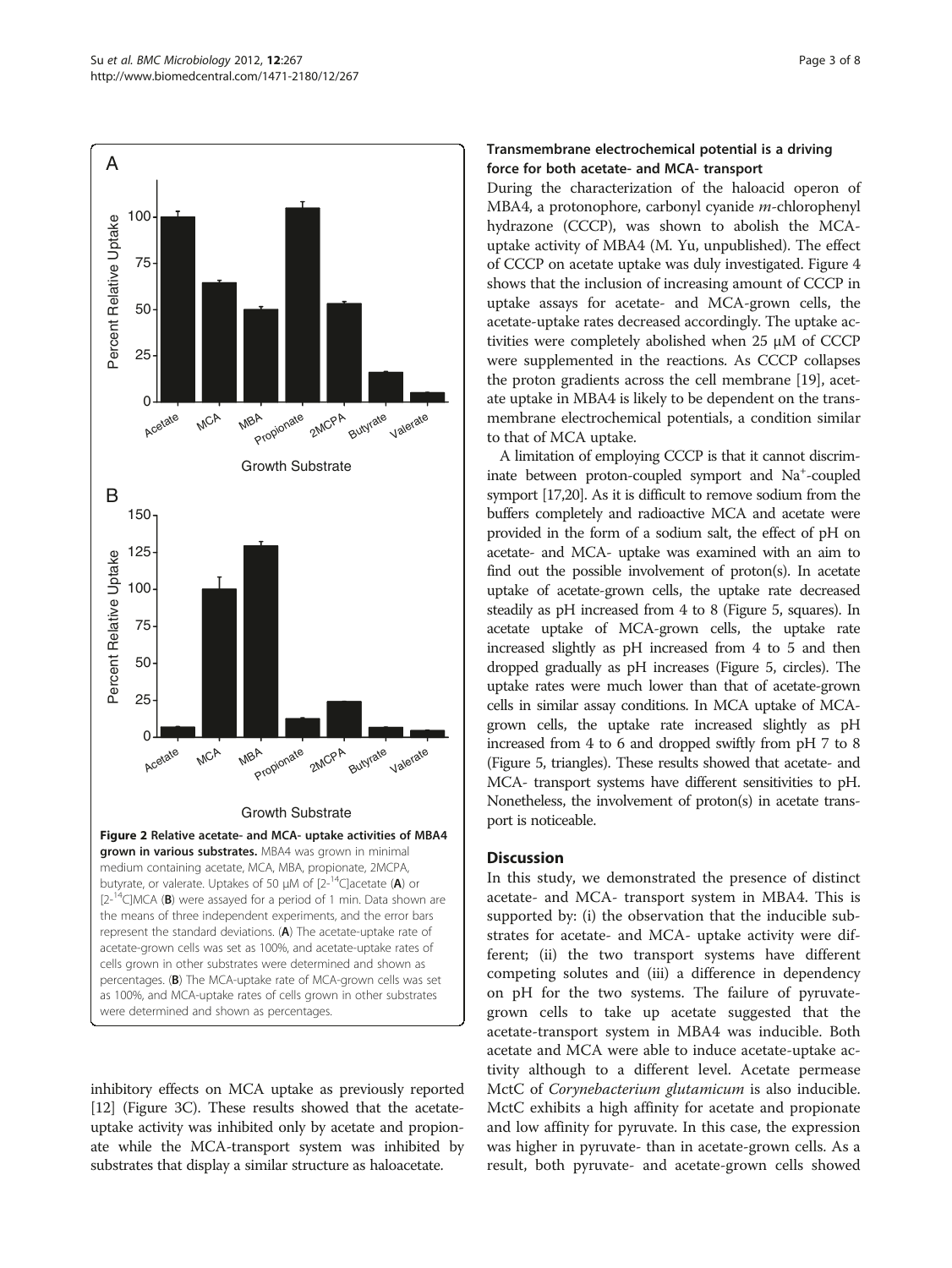Figure 2 Relative acetate- and MCA- uptake activities of MBA4 grown in various substrates. MBA4 was grown in minimal medium containing acetate, MCA, MBA, propionate, 2MCPA, butyrate, or valerate. Uptakes of 50 μM of [2-$^{14}$C]acetate (**A**) or [2-$^{14}$C]MCA (**B**) were assayed for a period of 1 min. Data shown are the means of three independent experiments, and the error bars represent the standard deviations. (**A**) The acetate-uptake rate of acetate-grown cells was set as 100%, and acetate-uptake rates of cells grown in other substrates were determined and shown as percentages. (**B**) The MCA-uptake rate of MCA-grown cells was set as 100%, and MCA-uptake rates of cells grown in other substrates were determined and shown as percentages.

inhibitory effects on MCA uptake as previously reported [12] (Figure 3C). These results showed that the acetate-uptake activity was inhibited only by acetate and propionate while the MCA-transport system was inhibited by substrates that display a similar structure as haloacetate.

### Transmembrane electrochemical potential is a driving force for both acetate- and MCA- transport

During the characterization of the haloacid operon of MBA4, a protonophore, carbonyl cyanide *m*-chlorophenyl hydrazone (CCCP), was shown to abolish the MCA-uptake activity of MBA4 (M. Yu, unpublished). The effect of CCCP on acetate uptake was duly investigated. Figure 4 shows that the inclusion of increasing amount of CCCP in uptake assays for acetate- and MCA-grown cells, the acetate-uptake rates decreased accordingly. The uptake activities were completely abolished when 25 μM of CCCP were supplemented in the reactions. As CCCP collapses the proton gradients across the cell membrane [19], acetate uptake in MBA4 is likely to be dependent on the transmembrane electrochemical potentials, a condition similar to that of MCA uptake.

A limitation of employing CCCP is that it cannot discriminate between proton-coupled symport and $Na^{+}$-coupled symport [17,20]. As it is difficult to remove sodium from the buffers completely and radioactive MCA and acetate were provided in the form of a sodium salt, the effect of pH on acetate- and MCA- uptake was examined with an aim to find out the possible involvement of proton(s). In acetate uptake of acetate-grown cells, the uptake rate decreased steadily as pH increased from 4 to 8 (Figure 5, squares). In acetate uptake of MCA-grown cells, the uptake rate increased slightly as pH increased from 4 to 5 and then dropped gradually as pH increases (Figure 5, circles). The uptake rates were much lower than that of acetate-grown cells in similar assay conditions. In MCA uptake of MCA-grown cells, the uptake rate increased slightly as pH increased from 4 to 6 and dropped swiftly from pH 7 to 8 (Figure 5, triangles). These results showed that acetate- and MCA- transport systems have different sensitivities to pH. Nonetheless, the involvement of proton(s) in acetate transport is noticeable.

## Discussion

In this study, we demonstrated the presence of distinct acetate- and MCA- transport system in MBA4. This is supported by: (i) the observation that the inducible substrates for acetate- and MCA- uptake activity were different; (ii) the two transport systems have different competing solutes and (iii) a difference in dependency on pH for the two systems. The failure of pyruvate-grown cells to take up acetate suggested that the acetate-transport system in MBA4 was inducible. Both acetate and MCA were able to induce acetate-uptake activity although to a different level. Acetate permease MctC of *Corynebacterium glutamicum* is also inducible. MctC exhibits a high affinity for acetate and propionate and low affinity for pyruvate. In this case, the expression was higher in pyruvate- than in acetate-grown cells. As a result, both pyruvate- and acetate-grown cells showed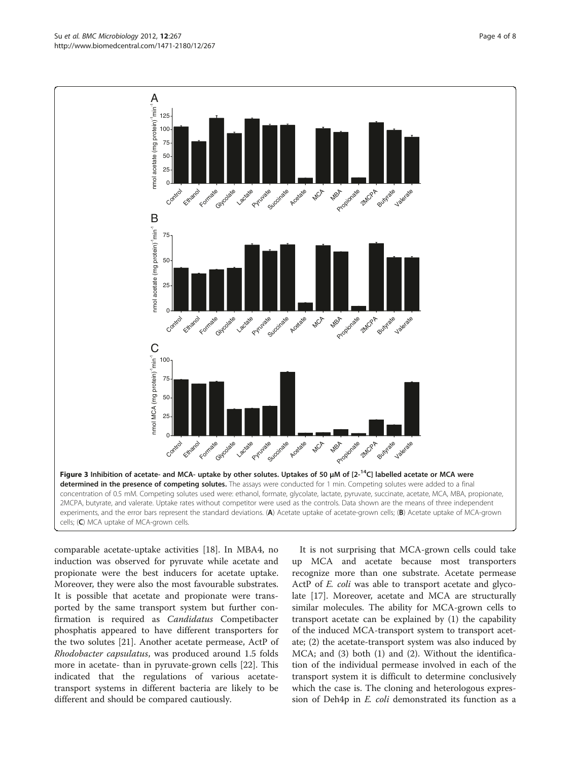**Figure 3 Inhibition of acetate- and MCA- uptake by other solutes. Uptakes of 50 μM of [2-$^{14}$C] labelled acetate or MCA were determined in the presence of competing solutes.** The assays were conducted for 1 min. Competing solutes were added to a final concentration of 0.5 mM. Competing solutes used were: ethanol, formate, glycolate, lactate, pyruvate, succinate, acetate, MCA, MBA, propionate, 2MCPA, butyrate, and valerate. Uptake rates without competitor were used as the controls. Data shown are the means of three independent experiments, and the error bars represent the standard deviations. (**A**) Acetate uptake of acetate-grown cells; (**B**) Acetate uptake of MCA-grown cells; (**C**) MCA uptake of MCA-grown cells.

comparable acetate-uptake activities [18]. In MBA4, no induction was observed for pyruvate while acetate and propionate were the best inducers for acetate uptake. Moreover, they were also the most favourable substrates. It is possible that acetate and propionate were transported by the same transport system but further confirmation is required as *Candidatus* Competibacter phosphatis appeared to have different transporters for the two solutes [21]. Another acetate permease, ActP of *Rhodobacter capsulatus*, was produced around 1.5 folds more in acetate- than in pyruvate-grown cells [22]. This indicated that the regulations of various acetate-transport systems in different bacteria are likely to be different and should be compared cautiously.

It is not surprising that MCA-grown cells could take up MCA and acetate because most transporters recognize more than one substrate. Acetate permease ActP of *E. coli* was able to transport acetate and glycolate [17]. Moreover, acetate and MCA are structurally similar molecules. The ability for MCA-grown cells to transport acetate can be explained by (1) the capability of the induced MCA-transport system to transport acetate; (2) the acetate-transport system was also induced by MCA; and (3) both (1) and (2). Without the identification of the individual permease involved in each of the transport system it is difficult to determine conclusively which the case is. The cloning and heterologous expression of Deh4p in *E. coli* demonstrated its function as a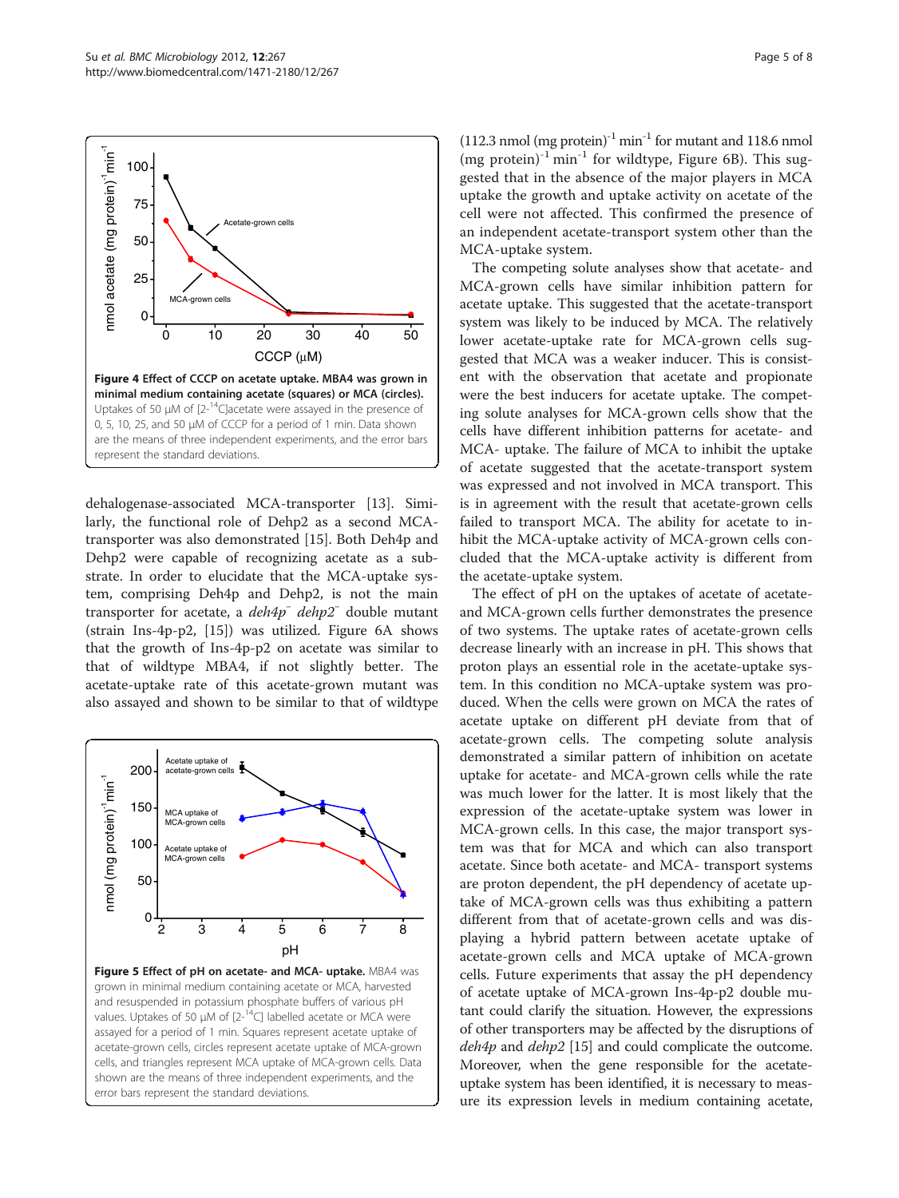nmol acetate (mg protein)$^{-1}$ min$^{-1}$

100

75

50

25

0

0 10 20 30 40 50

CCCP (μM)

Acetate-grown cells

MCA-grown cells

**Figure 4 Effect of CCCP on acetate uptake. MBA4 was grown in minimal medium containing acetate (squares) or MCA (circles).** Uptakes of 50 μM of [2-$^{14}$C]acetate were assayed in the presence of 0, 5, 10, 25, and 50 μM of CCCP for a period of 1 min. Data shown are the means of three independent experiments, and the error bars represent the standard deviations.

dehalogenase-associated MCA-transporter [13]. Similarly, the functional role of Dehp2 as a second MCA-transporter was also demonstrated [15]. Both Deh4p and Dehp2 were capable of recognizing acetate as a substrate. In order to elucidate that the MCA-uptake system, comprising Deh4p and Dehp2, is not the main transporter for acetate, a *deh4p*$^{-}$ *dehp2*$^{-}$ double mutant (strain Ins-4p-p2, [15]) was utilized. Figure 6A shows that the growth of Ins-4p-p2 on acetate was similar to that of wildtype MBA4, if not slightly better. The acetate-uptake rate of this acetate-grown mutant was also assayed and shown to be similar to that of wildtype

nmol (mg protein)$^{-1}$ min$^{-1}$

200

150

100

50

0

2 3 4 5 6 7 8

pH

Acetate uptake of acetate-grown cells

MCA uptake of MCA-grown cells

Acetate uptake of MCA-grown cells

**Figure 5 Effect of pH on acetate- and MCA- uptake.** MBA4 was grown in minimal medium containing acetate or MCA, harvested and resuspended in potassium phosphate buffers of various pH values. Uptakes of 50 μM of [2-$^{14}$C] labelled acetate or MCA were assayed for a period of 1 min. Squares represent acetate uptake of acetate-grown cells, circles represent acetate uptake of MCA-grown cells, and triangles represent MCA uptake of MCA-grown cells. Data shown are the means of three independent experiments, and the error bars represent the standard deviations.

(112.3 nmol (mg protein)$^{-1}$ min$^{-1}$ for mutant and 118.6 nmol (mg protein)$^{-1}$ min$^{-1}$ for wildtype, Figure 6B). This suggested that in the absence of the major players in MCA uptake the growth and uptake activity on acetate of the cell were not affected. This confirmed the presence of an independent acetate-transport system other than the MCA-uptake system.

The competing solute analyses show that acetate- and MCA-grown cells have similar inhibition pattern for acetate uptake. This suggested that the acetate-transport system was likely to be induced by MCA. The relatively lower acetate-uptake rate for MCA-grown cells suggested that MCA was a weaker inducer. This is consistent with the observation that acetate and propionate were the best inducers for acetate uptake. The competing solute analyses for MCA-grown cells show that the cells have different inhibition patterns for acetate- and MCA- uptake. The failure of MCA to inhibit the uptake of acetate suggested that the acetate-transport system was expressed and not involved in MCA transport. This is in agreement with the result that acetate-grown cells failed to transport MCA. The ability for acetate to inhibit the MCA-uptake activity of MCA-grown cells concluded that the MCA-uptake activity is different from the acetate-uptake system.

The effect of pH on the uptakes of acetate of acetate- and MCA-grown cells further demonstrates the presence of two systems. The uptake rates of acetate-grown cells decrease linearly with an increase in pH. This shows that proton plays an essential role in the acetate-uptake system. In this condition no MCA-uptake system was produced. When the cells were grown on MCA the rates of acetate uptake on different pH deviate from that of acetate-grown cells. The competing solute analysis demonstrated a similar pattern of inhibition on acetate uptake for acetate- and MCA-grown cells while the rate was much lower for the latter. It is most likely that the expression of the acetate-uptake system was lower in MCA-grown cells. In this case, the major transport system was that for MCA and which can also transport acetate. Since both acetate- and MCA- transport systems are proton dependent, the pH dependency of acetate uptake of MCA-grown cells was thus exhibiting a pattern different from that of acetate-grown cells and was displaying a hybrid pattern between acetate uptake of acetate-grown cells and MCA uptake of MCA-grown cells. Future experiments that assay the pH dependency of acetate uptake of MCA-grown Ins-4p-p2 double mutant could clarify the situation. However, the expressions of other transporters may be affected by the disruptions of *deh4p* and *dehp2* [15] and could complicate the outcome. Moreover, when the gene responsible for the acetate-uptake system has been identified, it is necessary to measure its expression levels in medium containing acetate,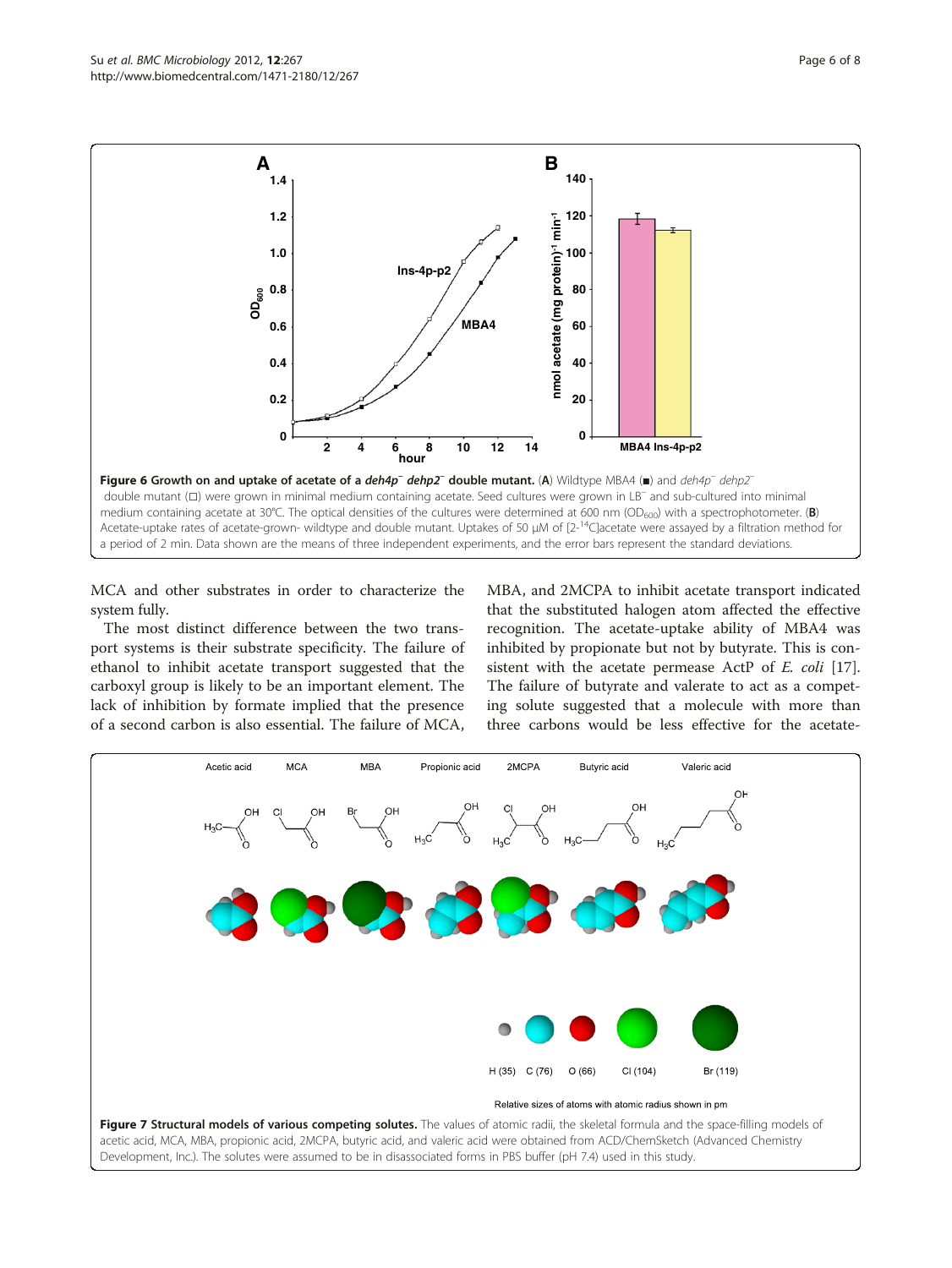**Figure 6 Growth on and uptake of acetate of a *deh4p⁻ dehp2⁻* double mutant.** (**A**) Wildtype MBA4 (■) and *deh4p⁻ dehp2⁻* double mutant (□) were grown in minimal medium containing acetate. Seed cultures were grown in LB⁻ and sub-cultured into minimal medium containing acetate at 30°C. The optical densities of the cultures were determined at 600 nm ($OD_{600}$) with a spectrophotometer. (**B**) Acetate-uptake rates of acetate-grown- wildtype and double mutant. Uptakes of 50 μM of [2-$^{14}$C]acetate were assayed by a filtration method for a period of 2 min. Data shown are the means of three independent experiments, and the error bars represent the standard deviations.

MCA and other substrates in order to characterize the system fully.

The most distinct difference between the two transport systems is their substrate specificity. The failure of ethanol to inhibit acetate transport suggested that the carboxyl group is likely to be an important element. The lack of inhibition by formate implied that the presence of a second carbon is also essential. The failure of MCA, MBA, and 2MCPA to inhibit acetate transport indicated that the substituted halogen atom affected the effective recognition. The acetate-uptake ability of MBA4 was inhibited by propionate but not by butyrate. This is consistent with the acetate permease ActP of *E. coli* [17]. The failure of butyrate and valerate to act as a competing solute suggested that a molecule with more than three carbons would be less effective for the acetate-

**Figure 7 Structural models of various competing solutes.** The values of atomic radii, the skeletal formula and the space-filling models of acetic acid, MCA, MBA, propionic acid, 2MCPA, butyric acid, and valeric acid were obtained from ACD/ChemSketch (Advanced Chemistry Development, Inc.). The solutes were assumed to be in disassociated forms in PBS buffer (pH 7.4) used in this study.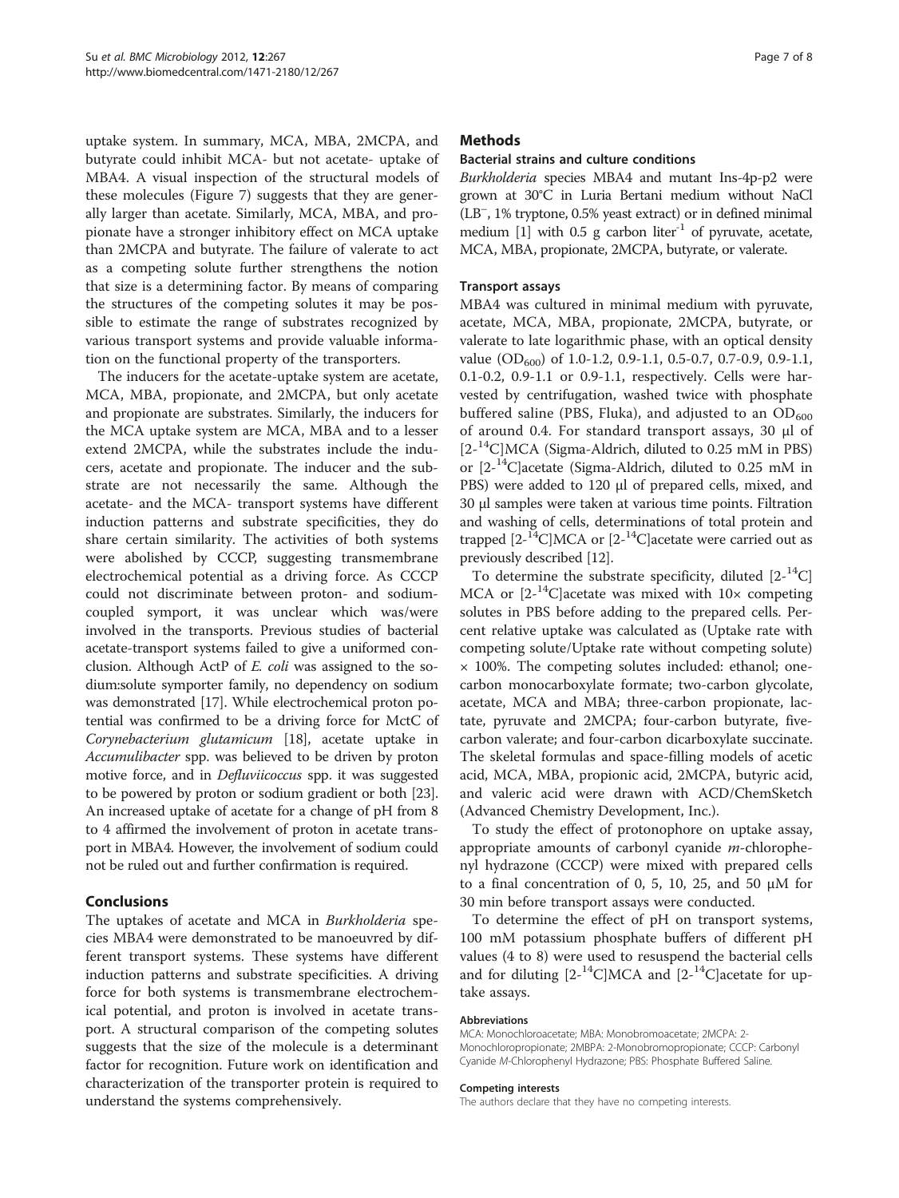uptake system. In summary, MCA, MBA, 2MCPA, and butyrate could inhibit MCA- but not acetate- uptake of MBA4. A visual inspection of the structural models of these molecules (Figure 7) suggests that they are generally larger than acetate. Similarly, MCA, MBA, and propionate have a stronger inhibitory effect on MCA uptake than 2MCPA and butyrate. The failure of valerate to act as a competing solute further strengthens the notion that size is a determining factor. By means of comparing the structures of the competing solutes it may be possible to estimate the range of substrates recognized by various transport systems and provide valuable information on the functional property of the transporters.

The inducers for the acetate-uptake system are acetate, MCA, MBA, propionate, and 2MCPA, but only acetate and propionate are substrates. Similarly, the inducers for the MCA uptake system are MCA, MBA and to a lesser extend 2MCPA, while the substrates include the inducers, acetate and propionate. The inducer and the substrate are not necessarily the same. Although the acetate- and the MCA- transport systems have different induction patterns and substrate specificities, they do share certain similarity. The activities of both systems were abolished by CCCP, suggesting transmembrane electrochemical potential as a driving force. As CCCP could not discriminate between proton- and sodium-coupled symport, it was unclear which was/were involved in the transports. Previous studies of bacterial acetate-transport systems failed to give a uniformed conclusion. Although ActP of *E. coli* was assigned to the sodium:solute symporter family, no dependency on sodium was demonstrated [17]. While electrochemical proton potential was confirmed to be a driving force for MctC of *Corynebacterium glutamicum* [18], acetate uptake in *Accumulibacter* spp. was believed to be driven by proton motive force, and in *Defluviicoccus* spp. it was suggested to be powered by proton or sodium gradient or both [23]. An increased uptake of acetate for a change of pH from 8 to 4 affirmed the involvement of proton in acetate transport in MBA4. However, the involvement of sodium could not be ruled out and further confirmation is required.

## Conclusions

The uptakes of acetate and MCA in *Burkholderia* species MBA4 were demonstrated to be manoeuvred by different transport systems. These systems have different induction patterns and substrate specificities. A driving force for both systems is transmembrane electrochemical potential, and proton is involved in acetate transport. A structural comparison of the competing solutes suggests that the size of the molecule is a determinant factor for recognition. Future work on identification and characterization of the transporter protein is required to understand the systems comprehensively.

## Methods

### Bacterial strains and culture conditions

*Burkholderia* species MBA4 and mutant Ins-4p-p2 were grown at 30°C in Luria Bertani medium without NaCl ($LB^-$, 1% tryptone, 0.5% yeast extract) or in defined minimal medium [1] with 0.5 g carbon liter$^{-1}$ of pyruvate, acetate, MCA, MBA, propionate, 2MCPA, butyrate, or valerate.

### Transport assays

MBA4 was cultured in minimal medium with pyruvate, acetate, MCA, MBA, propionate, 2MCPA, butyrate, or valerate to late logarithmic phase, with an optical density value ($OD_{600}$) of 1.0-1.2, 0.9-1.1, 0.5-0.7, 0.7-0.9, 0.9-1.1, 0.1-0.2, 0.9-1.1 or 0.9-1.1, respectively. Cells were harvested by centrifugation, washed twice with phosphate buffered saline (PBS, Fluka), and adjusted to an $OD_{600}$ of around 0.4. For standard transport assays, 30 μl of [2-$^{14}$C]MCA (Sigma-Aldrich, diluted to 0.25 mM in PBS) or [2-$^{14}$C]acetate (Sigma-Aldrich, diluted to 0.25 mM in PBS) were added to 120 μl of prepared cells, mixed, and 30 μl samples were taken at various time points. Filtration and washing of cells, determinations of total protein and trapped [2-$^{14}$C]MCA or [2-$^{14}$C]acetate were carried out as previously described [12].

To determine the substrate specificity, diluted [2-$^{14}$C] MCA or [2-$^{14}$C]acetate was mixed with 10× competing solutes in PBS before adding to the prepared cells. Percent relative uptake was calculated as (Uptake rate with competing solute/Uptake rate without competing solute) × 100%. The competing solutes included: ethanol; one-carbon monocarboxylate formate; two-carbon glycolate, acetate, MCA and MBA; three-carbon propionate, lactate, pyruvate and 2MCPA; four-carbon butyrate, five-carbon valerate; and four-carbon dicarboxylate succinate. The skeletal formulas and space-filling models of acetic acid, MCA, MBA, propionic acid, 2MCPA, butyric acid, and valeric acid were drawn with ACD/ChemSketch (Advanced Chemistry Development, Inc.).

To study the effect of protonophore on uptake assay, appropriate amounts of carbonyl cyanide *m*-chlorophenyl hydrazone (CCCP) were mixed with prepared cells to a final concentration of 0, 5, 10, 25, and 50 μM for 30 min before transport assays were conducted.

To determine the effect of pH on transport systems, 100 mM potassium phosphate buffers of different pH values (4 to 8) were used to resuspend the bacterial cells and for diluting [2-$^{14}$C]MCA and [2-$^{14}$C]acetate for uptake assays.

#### Abbreviations

MCA: Monochloroacetate; MBA: Monobromoacetate; 2MCPA: 2-Monochloropropionate; 2MBPA: 2-Monobromopropionate; CCCP: Carbonyl Cyanide *M*-Chlorophenyl Hydrazone; PBS: Phosphate Buffered Saline.

#### Competing interests

The authors declare that they have no competing interests.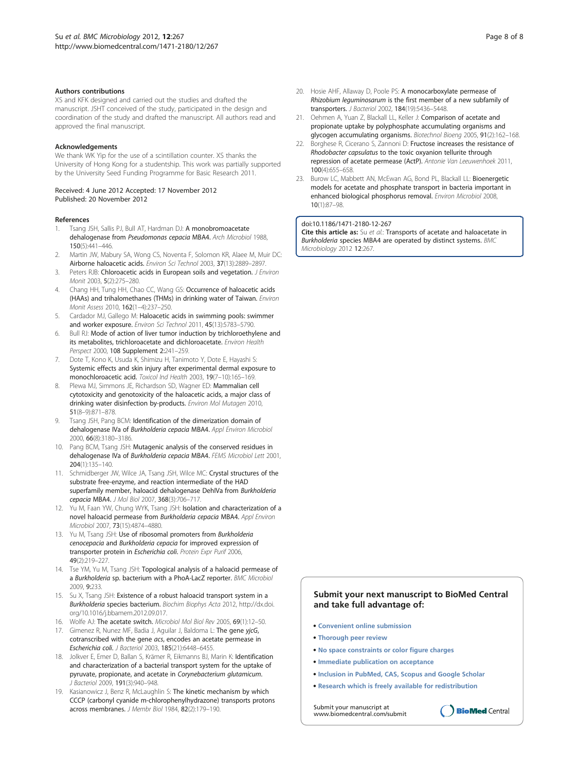### Authors contributions

XS and KFK designed and carried out the studies and drafted the manuscript. JSHT conceived of the study, participated in the design and coordination of the study and drafted the manuscript. All authors read and approved the final manuscript.

### Acknowledgements

We thank WK Yip for the use of a scintillation counter. XS thanks the University of Hong Kong for a studentship. This work was partially supported by the University Seed Funding Programme for Basic Research 2011.

Received: 4 June 2012 Accepted: 17 November 2012
Published: 20 November 2012

### References

1. Tsang JSH, Sallis PJ, Bull AT, Hardman DJ: **A monobromoacetate dehalogenase from *Pseudomonas cepacia* MBA4.** *Arch Microbiol* 1988, **150**(5):441–446.
2. Martin JW, Mabury SA, Wong CS, Noventa F, Solomon KR, Alaee M, Muir DC: **Airborne haloacetic acids.** *Environ Sci Technol* 2003, **37**(13):2889–2897.
3. Peters RJB: **Chloroacetic acids in European soils and vegetation.** *J Environ Monit* 2003, **5**(2):275–280.
4. Chang HH, Tung HH, Chao CC, Wang GS: **Occurrence of haloacetic acids (HAAs) and trihalomethanes (THMs) in drinking water of Taiwan.** *Environ Monit Assess* 2010, **162**(1–4):237–250.
5. Cardador MJ, Gallego M: **Haloacetic acids in swimming pools: swimmer and worker exposure.** *Environ Sci Technol* 2011, **45**(13):5783–5790.
6. Bull RJ: **Mode of action of liver tumor induction by trichloroethylene and its metabolites, trichloroacetate and dichloroacetate.** *Environ Health Perspect* 2000, **108 Supplement 2:**241–259.
7. Dote T, Kono K, Usuda K, Shimizu H, Tanimoto Y, Dote E, Hayashi S: **Systemic effects and skin injury after experimental dermal exposure to monochloroacetic acid.** *Toxicol Ind Health* 2003, **19**(7–10):165–169.
8. Plewa MJ, Simmons JE, Richardson SD, Wagner ED: **Mammalian cell cytotoxicity and genotoxicity of the haloacetic acids, a major class of drinking water disinfection by-products.** *Environ Mol Mutagen* 2010, **51**(8–9):871–878.
9. Tsang JSH, Pang BCM: **Identification of the dimerization domain of dehalogenase IVa of *Burkholderia cepacia* MBA4.** *Appl Environ Microbiol* 2000, **66**(8):3180–3186.
10. Pang BCM, Tsang JSH: **Mutagenic analysis of the conserved residues in dehalogenase IVa of *Burkholderia cepacia* MBA4.** *FEMS Microbiol Lett* 2001, **204**(1):135–140.
11. Schmidberger JW, Wilce JA, Tsang JSH, Wilce MC: **Crystal structures of the substrate free-enzyme, and reaction intermediate of the HAD superfamily member, haloacid dehalogenase DehIVa from *Burkholderia cepacia* MBA4.** *J Mol Biol* 2007, **368**(3):706–717.
12. Yu M, Faan YW, Chung WYK, Tsang JSH: **Isolation and characterization of a novel haloacid permease from *Burkholderia cepacia* MBA4.** *Appl Environ Microbiol* 2007, **73**(15):4874–4880.
13. Yu M, Tsang JSH: **Use of ribosomal promoters from *Burkholderia cenocepacia* and *Burkholderia cepacia* for improved expression of transporter protein in *Escherichia coli*.** *Protein Expr Purif* 2006, **49**(2):219–227.
14. Tse YM, Yu M, Tsang JSH: **Topological analysis of a haloacid permease of a *Burkholderia* sp. bacterium with a PhoA-LacZ reporter.** *BMC Microbiol* 2009, **9:**233.
15. Su X, Tsang JSH: **Existence of a robust haloacid transport system in a *Burkholderia* species bacterium.** *Biochim Biophys Acta* 2012, http://dx.doi.org/10.1016/j.bbamem.2012.09.017.
16. Wolfe AJ: **The acetate switch.** *Microbiol Mol Biol Rev* 2005, **69**(1):12–50.
17. Gimenez R, Nunez MF, Badia J, Aguilar J, Baldoma L: **The gene *yjcG*, cotranscribed with the gene *acs*, encodes an acetate permease in *Escherichia coli*.** *J Bacteriol* 2003, **185**(21):6448–6455.
18. Jolkver E, Emer D, Ballan S, Krämer R, Eikmanns BJ, Marin K: **Identification and characterization of a bacterial transport system for the uptake of pyruvate, propionate, and acetate in *Corynebacterium glutamicum*.** *J Bacteriol* 2009, **191**(3):940–948.
19. Kasianowicz J, Benz R, McLaughlin S: **The kinetic mechanism by which CCCP (carbonyl cyanide m-chlorophenylhydrazone) transports protons across membranes.** *J Membr Biol* 1984, **82**(2):179–190.
20. Hosie AHF, Allaway D, Poole PS: **A monocarboxylate permease of *Rhizobium leguminosarum* is the first member of a new subfamily of transporters.** *J Bacteriol* 2002, **184**(19):5436–5448.
21. Oehmen A, Yuan Z, Blackall LL, Keller J: **Comparison of acetate and propionate uptake by polyphosphate accumulating organisms and glycogen accumulating organisms.** *Biotechnol Bioeng* 2005, **91**(2):162–168.
22. Borghese R, Cicerano S, Zannoni D: **Fructose increases the resistance of *Rhodobacter capsulatus* to the toxic oxyanion tellurite through repression of acetate permease (ActP).** *Antonie Van Leeuwenhoek* 2011, **100**(4):655–658.
23. Burow LC, Mabbett AN, McEwan AG, Bond PL, Blackall LL: **Bioenergetic models for acetate and phosphate transport in bacteria important in enhanced biological phosphorus removal.** *Environ Microbiol* 2008, **10**(1):87–98.

doi:10.1186/1471-2180-12-267
**Cite this article as:** Su *et al.*: Transports of acetate and haloacetate in *Burkholderia* species MBA4 are operated by distinct systems. *BMC Microbiology* 2012 **12**:267.

**Submit your next manuscript to BioMed Central and take full advantage of:**

- **Convenient online submission**
- **Thorough peer review**
- **No space constraints or color figure charges**
- **Immediate publication on acceptance**
- **Inclusion in PubMed, CAS, Scopus and Google Scholar**
- **Research which is freely available for redistribution**

Submit your manuscript at
www.biomedcentral.com/submit